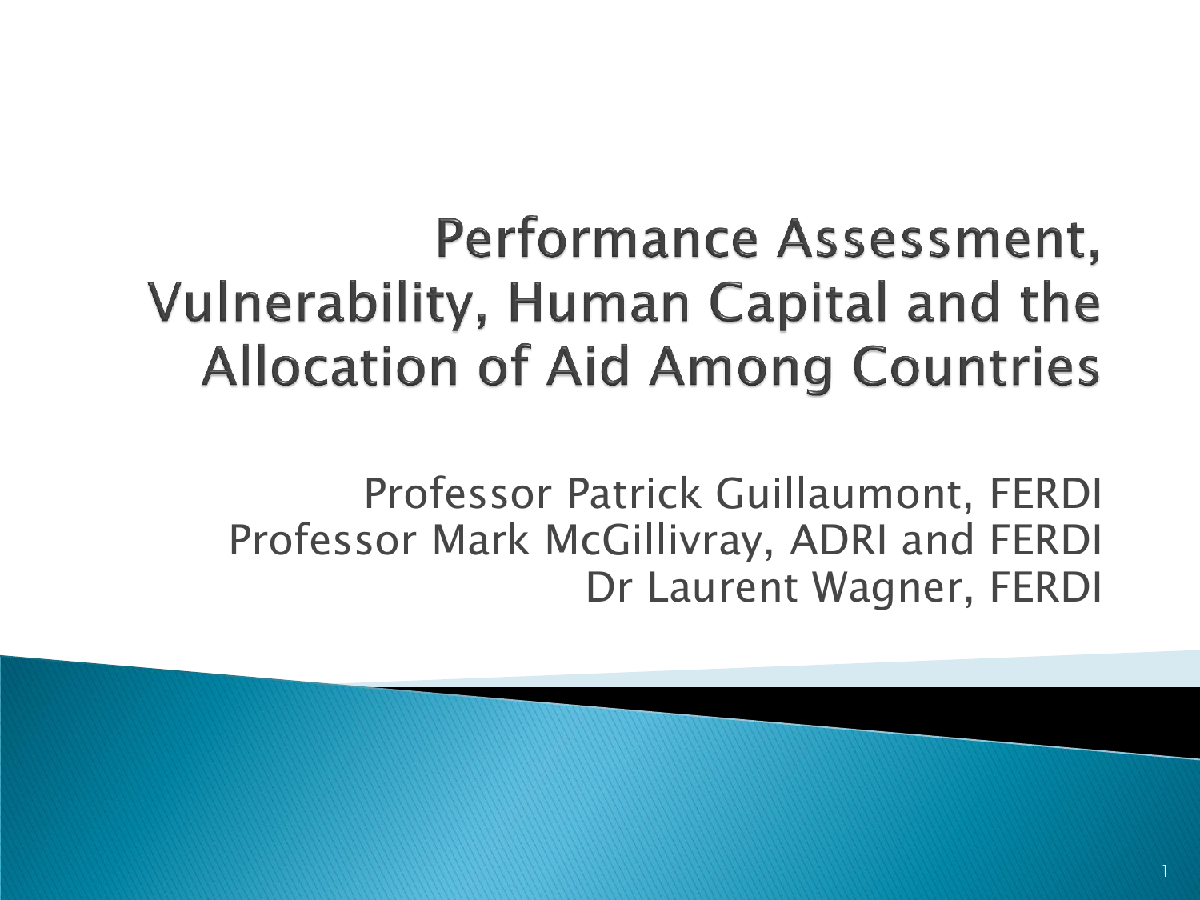# Performance Assessment, Vulnerability, Human Capital and the Allocation of Aid Among Countries

Professor Patrick Guillaumont, FERDI
Professor Mark McGillivray, ADRI and FERDI
Dr Laurent Wagner, FERDI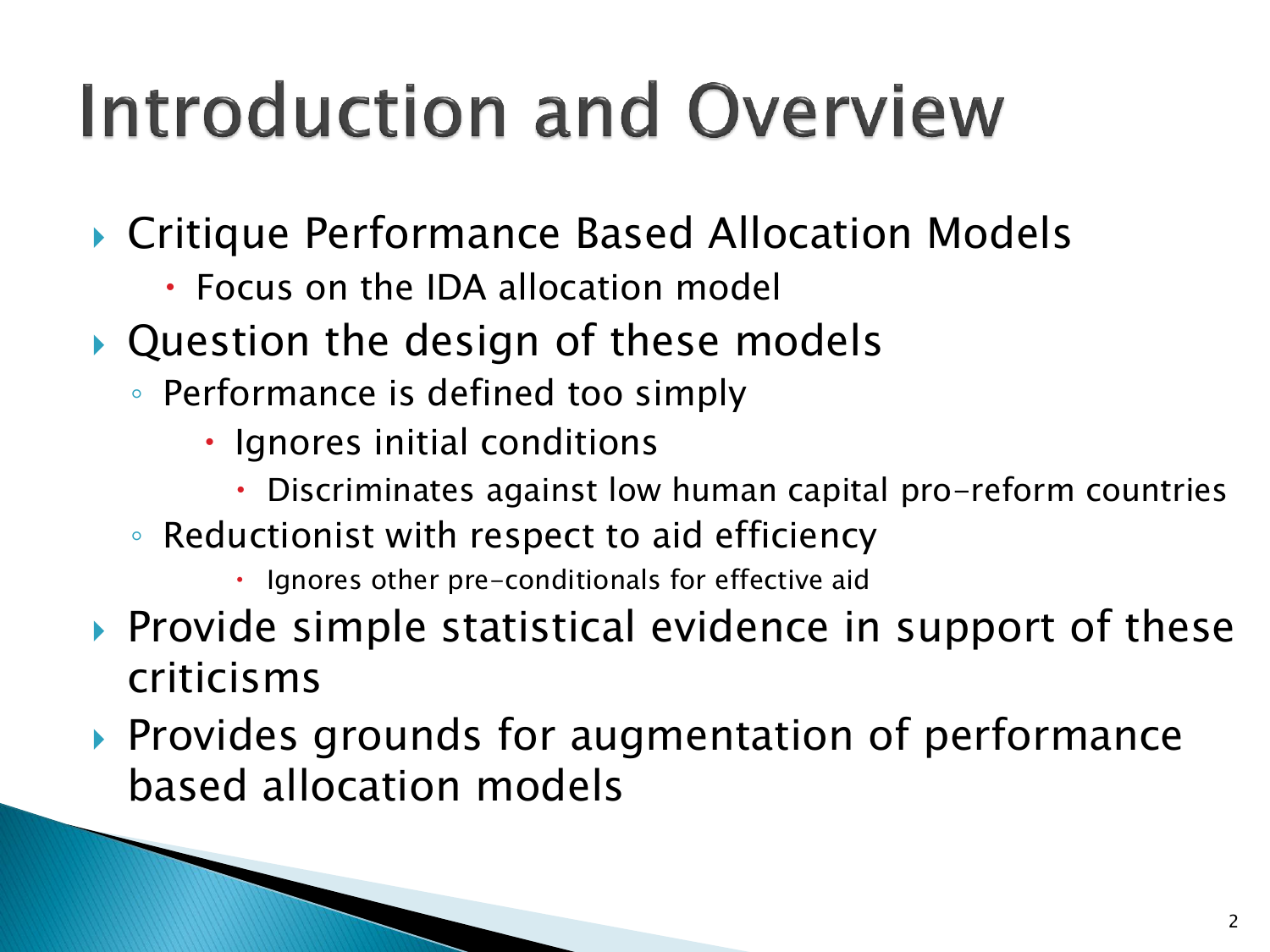# Introduction and Overview

- Critique Performance Based Allocation Models
  - Focus on the IDA allocation model
- Question the design of these models
  - Performance is defined too simply
    - Ignores initial conditions
      - Discriminates against low human capital pro-reform countries
  - Reductionist with respect to aid efficiency
    - Ignores other pre-conditionals for effective aid
- Provide simple statistical evidence in support of these criticisms
- Provides grounds for augmentation of performance based allocation models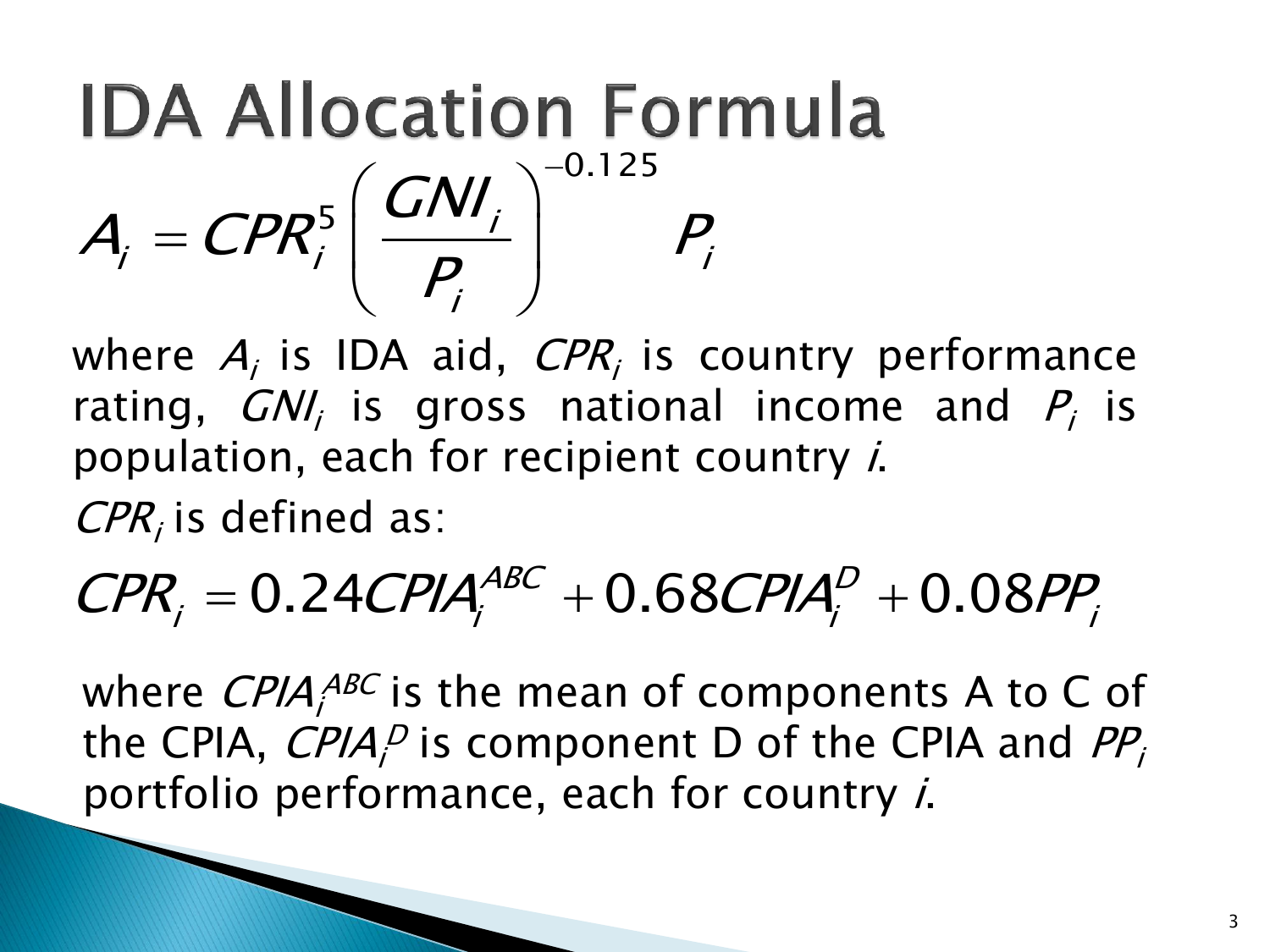# IDA Allocation Formula

$$A_i = CPR_i^5 \left( \frac{GNI_i}{P_i} \right)^{-0.125} P_i$$

where $A_i$ is IDA aid, $CPR_i$ is country performance rating, $GNI_i$ is gross national income and $P_i$ is population, each for recipient country $i$.

$CPR_i$ is defined as:

$$CPR_i = 0.24 CPIA_i^{ABC} + 0.68 CPIA_i^{D} + 0.08 PP_i$$

where $CPIA_i^{ABC}$ is the mean of components A to C of the CPIA, $CPIA_i^{D}$ is component D of the CPIA and $PP_i$ portfolio performance, each for country $i$.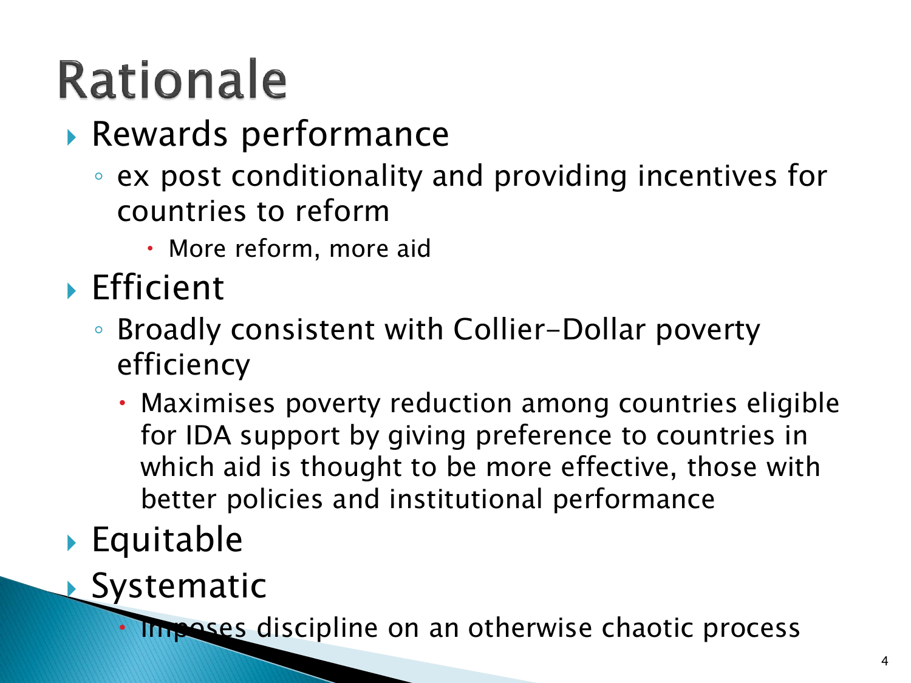# Rationale

- Rewards performance
  - ex post conditionality and providing incentives for countries to reform
    - More reform, more aid
- Efficient
  - Broadly consistent with Collier-Dollar poverty efficiency
    - Maximises poverty reduction among countries eligible for IDA support by giving preference to countries in which aid is thought to be more effective, those with better policies and institutional performance
- Equitable
- Systematic
  - Imposes discipline on an otherwise chaotic process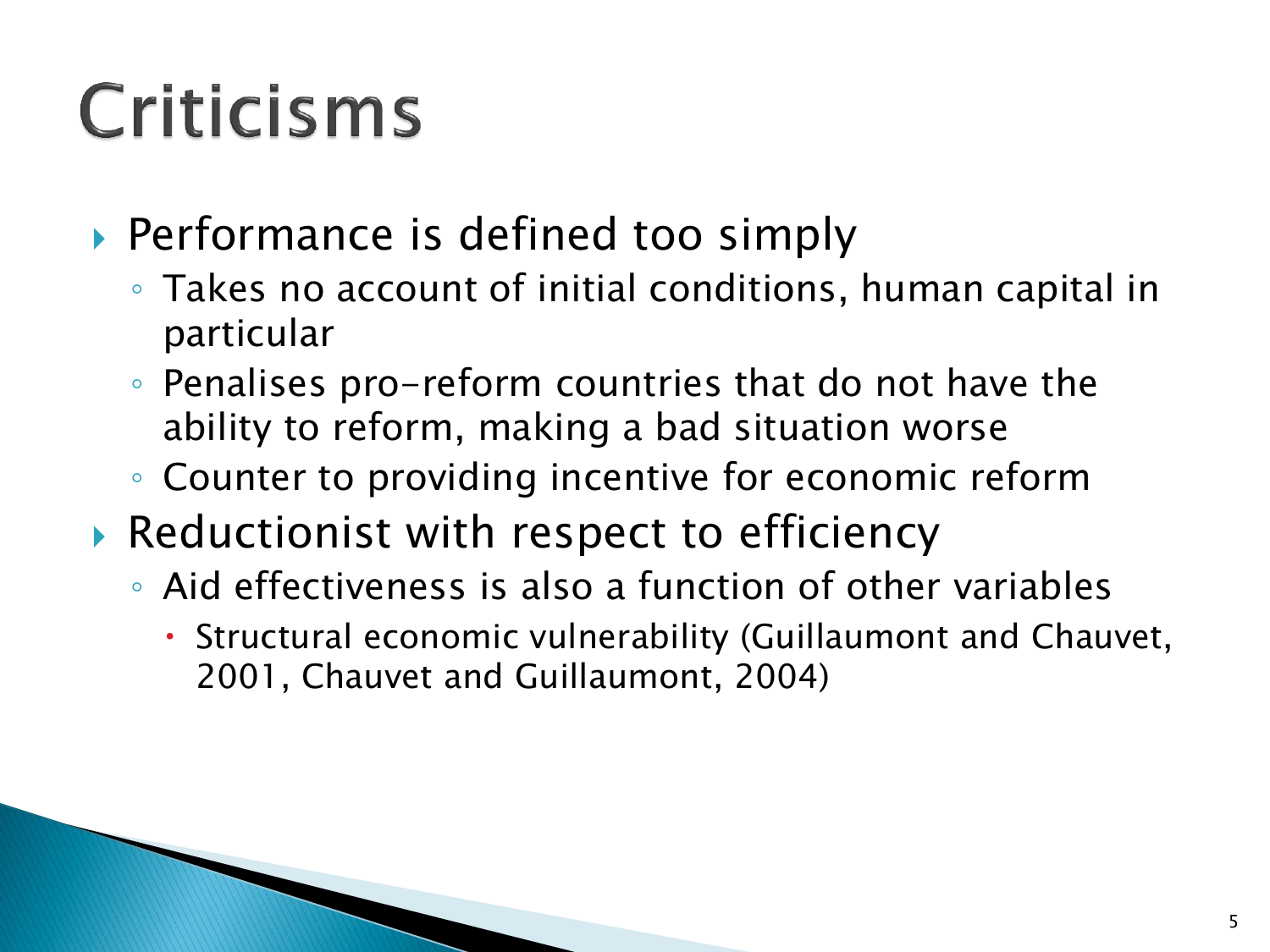# Criticisms

- Performance is defined too simply
  - Takes no account of initial conditions, human capital in particular
  - Penalises pro-reform countries that do not have the ability to reform, making a bad situation worse
  - Counter to providing incentive for economic reform
- Reductionist with respect to efficiency
  - Aid effectiveness is also a function of other variables
    - Structural economic vulnerability (Guillaumont and Chauvet, 2001, Chauvet and Guillaumont, 2004)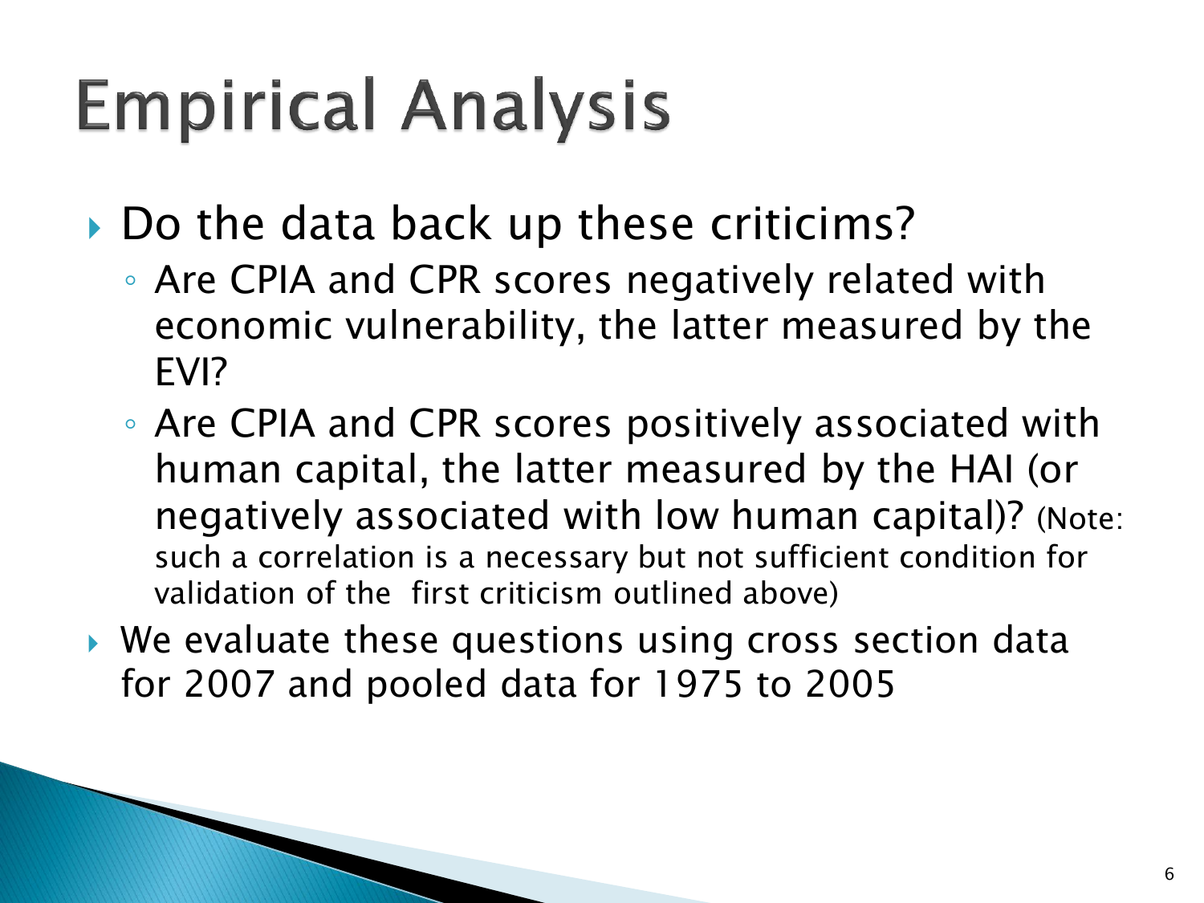# Empirical Analysis

- Do the data back up these criticims?
  - Are CPIA and CPR scores negatively related with economic vulnerability, the latter measured by the EVI?
  - Are CPIA and CPR scores positively associated with human capital, the latter measured by the HAI (or negatively associated with low human capital)? (Note: such a correlation is a necessary but not sufficient condition for validation of the first criticism outlined above)
- We evaluate these questions using cross section data for 2007 and pooled data for 1975 to 2005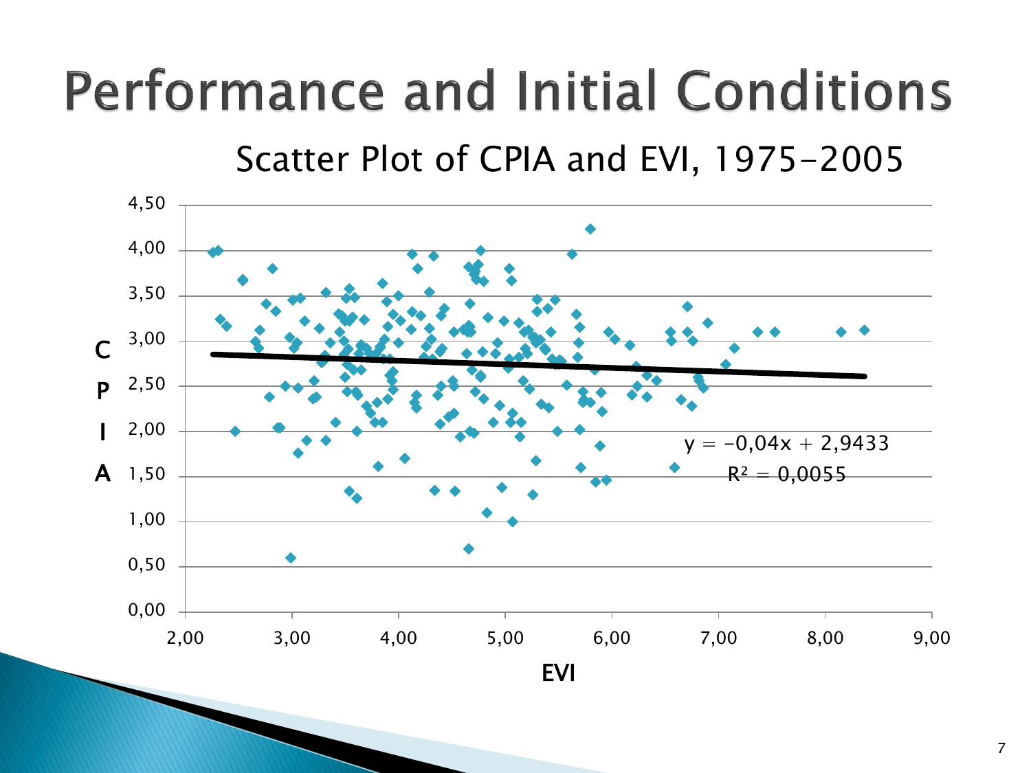# Performance and Initial Conditions

## Scatter Plot of CPIA and EVI, 1975-2005

$y = -0{,}04x + 2{,}9433$

$R^2 = 0{,}0055$

CPIA

EVI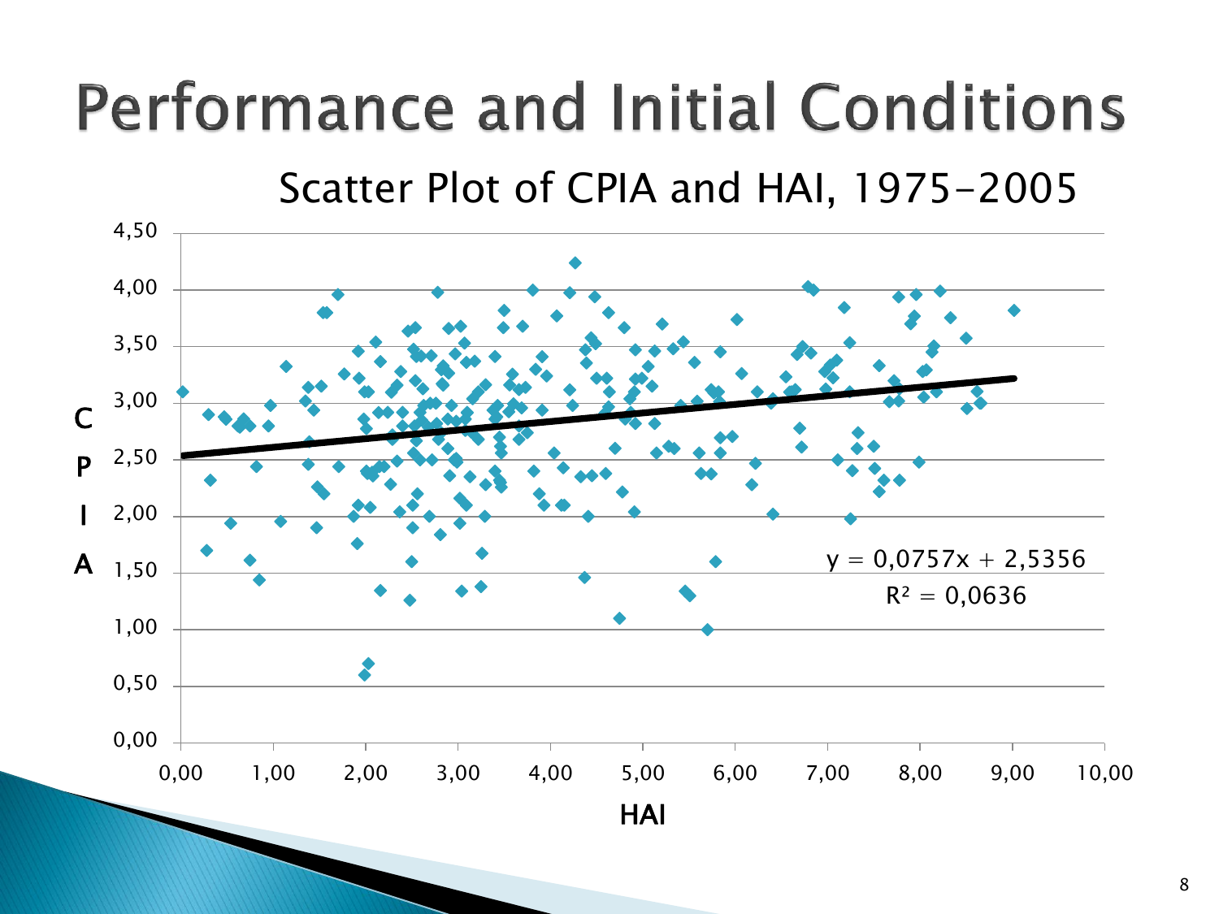# Performance and Initial Conditions

Scatter Plot of CPIA and HAI, 1975-2005

CPIA

HAI

$y = 0{,}0757x + 2{,}5356$

$R^2 = 0{,}0636$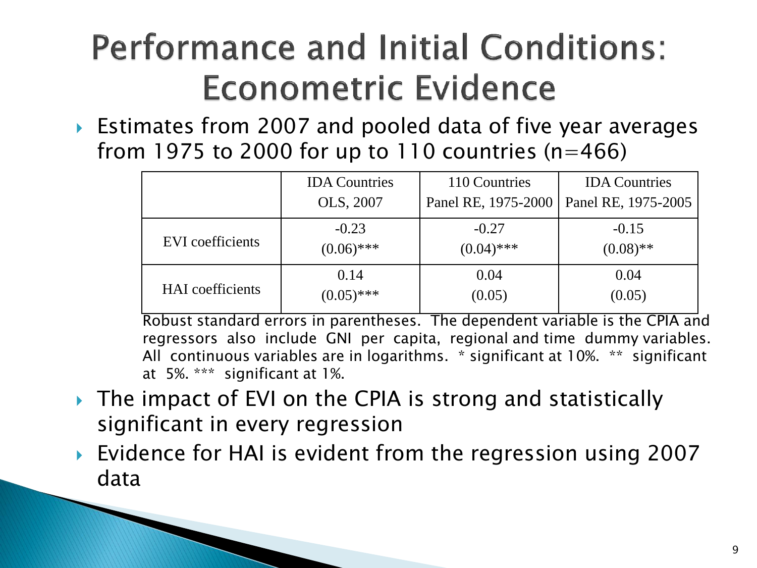# Performance and Initial Conditions: Econometric Evidence

- Estimates from 2007 and pooled data of five year averages from 1975 to 2000 for up to 110 countries (n=466)

| | IDA Countries OLS, 2007 | 110 Countries Panel RE, 1975-2000 | IDA Countries Panel RE, 1975-2005 |
|---|---|---|---|
| EVI coefficients | -0.23 (0.06)*** | -0.27 (0.04)*** | -0.15 (0.08)** |
| HAI coefficients | 0.14 (0.05)*** | 0.04 (0.05) | 0.04 (0.05) |

Robust standard errors in parentheses. The dependent variable is the CPIA and regressors also include GNI per capita, regional and time dummy variables. All continuous variables are in logarithms. * significant at 10%. ** significant at 5%. *** significant at 1%.

- The impact of EVI on the CPIA is strong and statistically significant in every regression
- Evidence for HAI is evident from the regression using 2007 data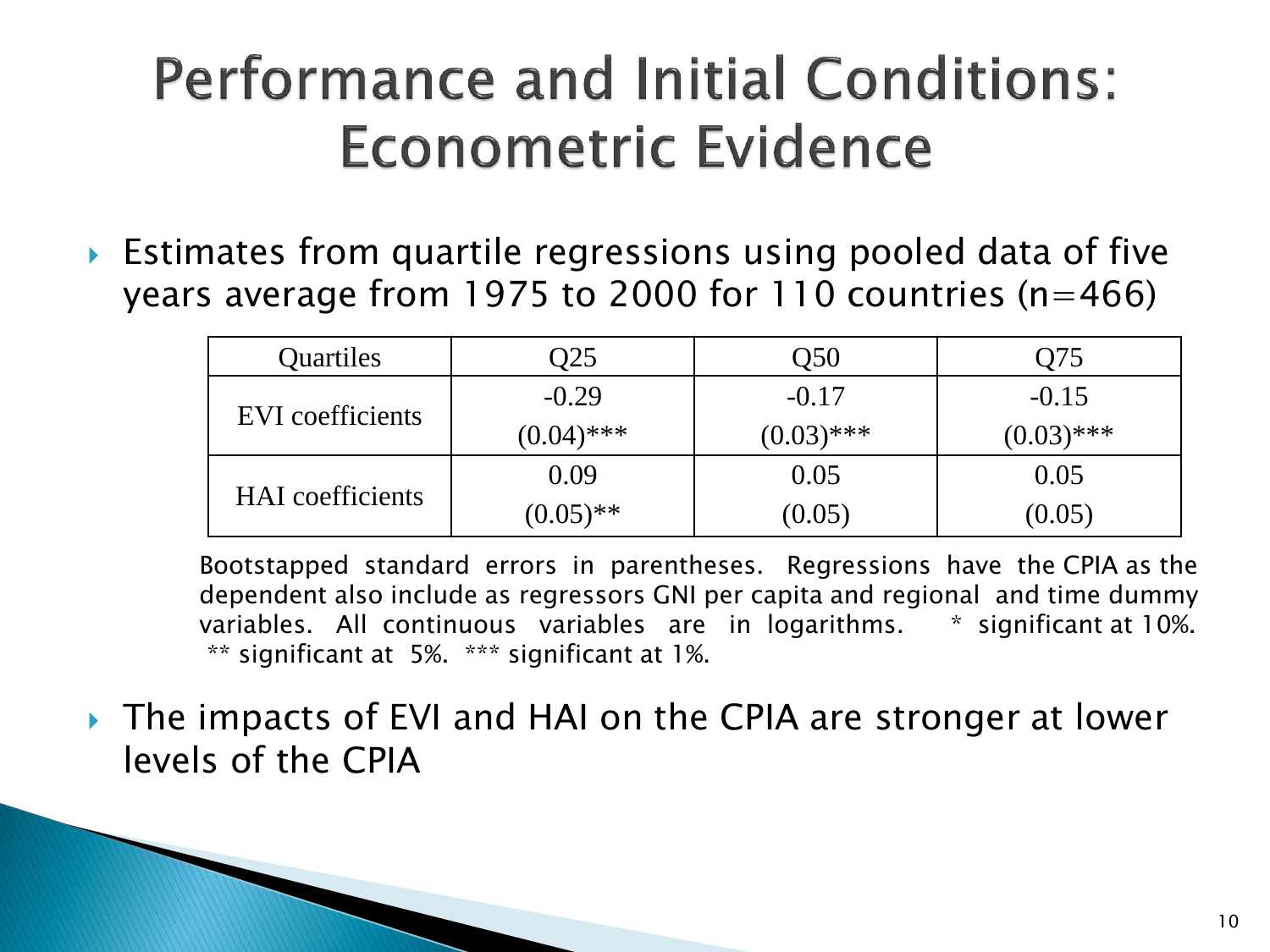# Performance and Initial Conditions: Econometric Evidence

- Estimates from quartile regressions using pooled data of five years average from 1975 to 2000 for 110 countries (n=466)

| Quartiles | Q25 | Q50 | Q75 |
|---|---|---|---|
| EVI coefficients | -0.29<br>(0.04)*** | -0.17<br>(0.03)*** | -0.15<br>(0.03)*** |
| HAI coefficients | 0.09<br>(0.05)** | 0.05<br>(0.05) | 0.05<br>(0.05) |

Bootstapped standard errors in parentheses. Regressions have the CPIA as the dependent also include as regressors GNI per capita and regional and time dummy variables. All continuous variables are in logarithms. * significant at 10%. ** significant at 5%. *** significant at 1%.

- The impacts of EVI and HAI on the CPIA are stronger at lower levels of the CPIA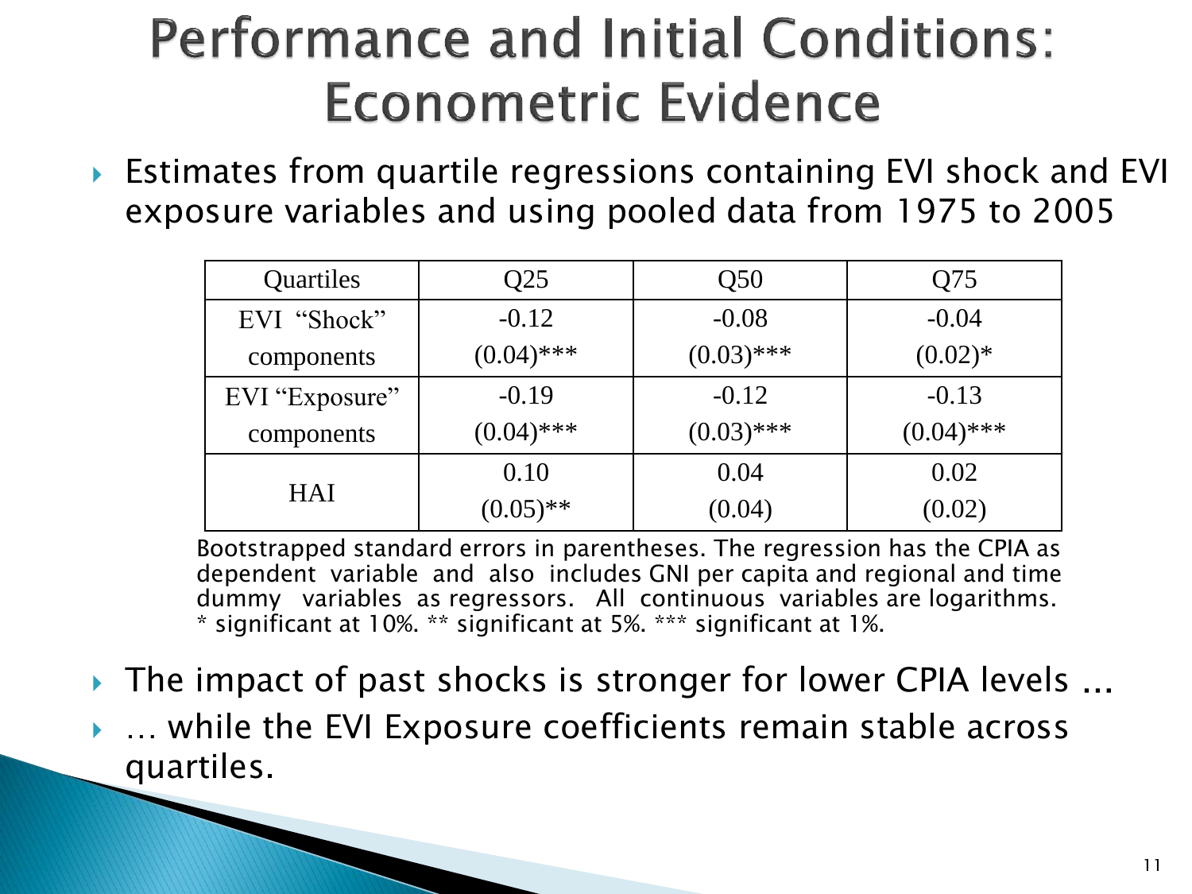# Performance and Initial Conditions: Econometric Evidence

- Estimates from quartile regressions containing EVI shock and EVI exposure variables and using pooled data from 1975 to 2005

| Quartiles | Q25 | Q50 | Q75 |
|---|---|---|---|
| EVI "Shock" components | -0.12<br>(0.04)*** | -0.08<br>(0.03)*** | -0.04<br>(0.02)* |
| EVI "Exposure" components | -0.19<br>(0.04)*** | -0.12<br>(0.03)*** | -0.13<br>(0.04)*** |
| HAI | 0.10<br>(0.05)** | 0.04<br>(0.04) | 0.02<br>(0.02) |

Bootstrapped standard errors in parentheses. The regression has the CPIA as dependent variable and also includes GNI per capita and regional and time dummy variables as regressors. All continuous variables are logarithms. * significant at 10%. ** significant at 5%. *** significant at 1%.

- The impact of past shocks is stronger for lower CPIA levels ...
- … while the EVI Exposure coefficients remain stable across quartiles.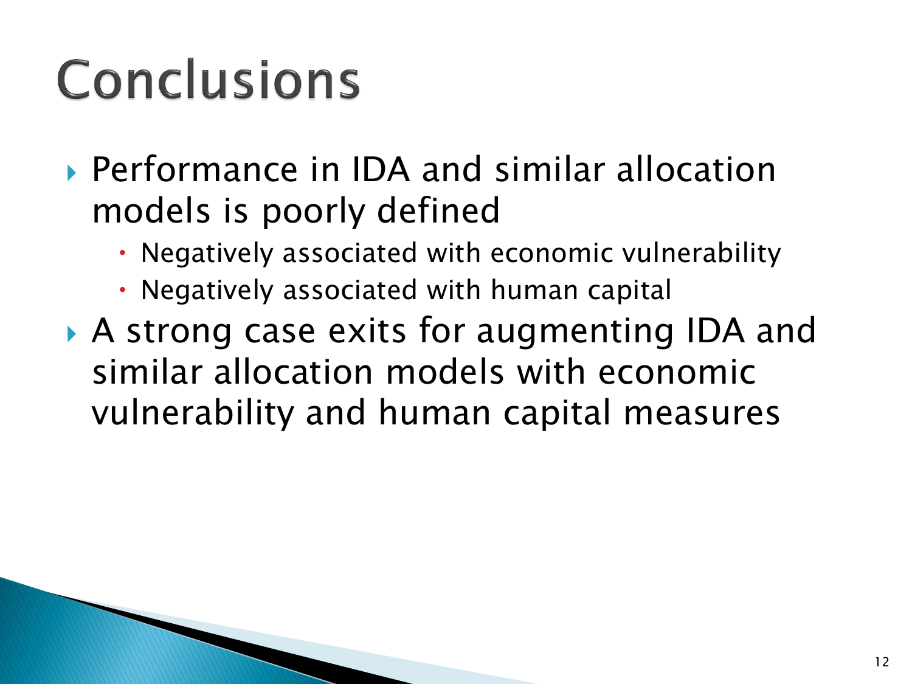# Conclusions

- Performance in IDA and similar allocation models is poorly defined
  - Negatively associated with economic vulnerability
  - Negatively associated with human capital
- A strong case exits for augmenting IDA and similar allocation models with economic vulnerability and human capital measures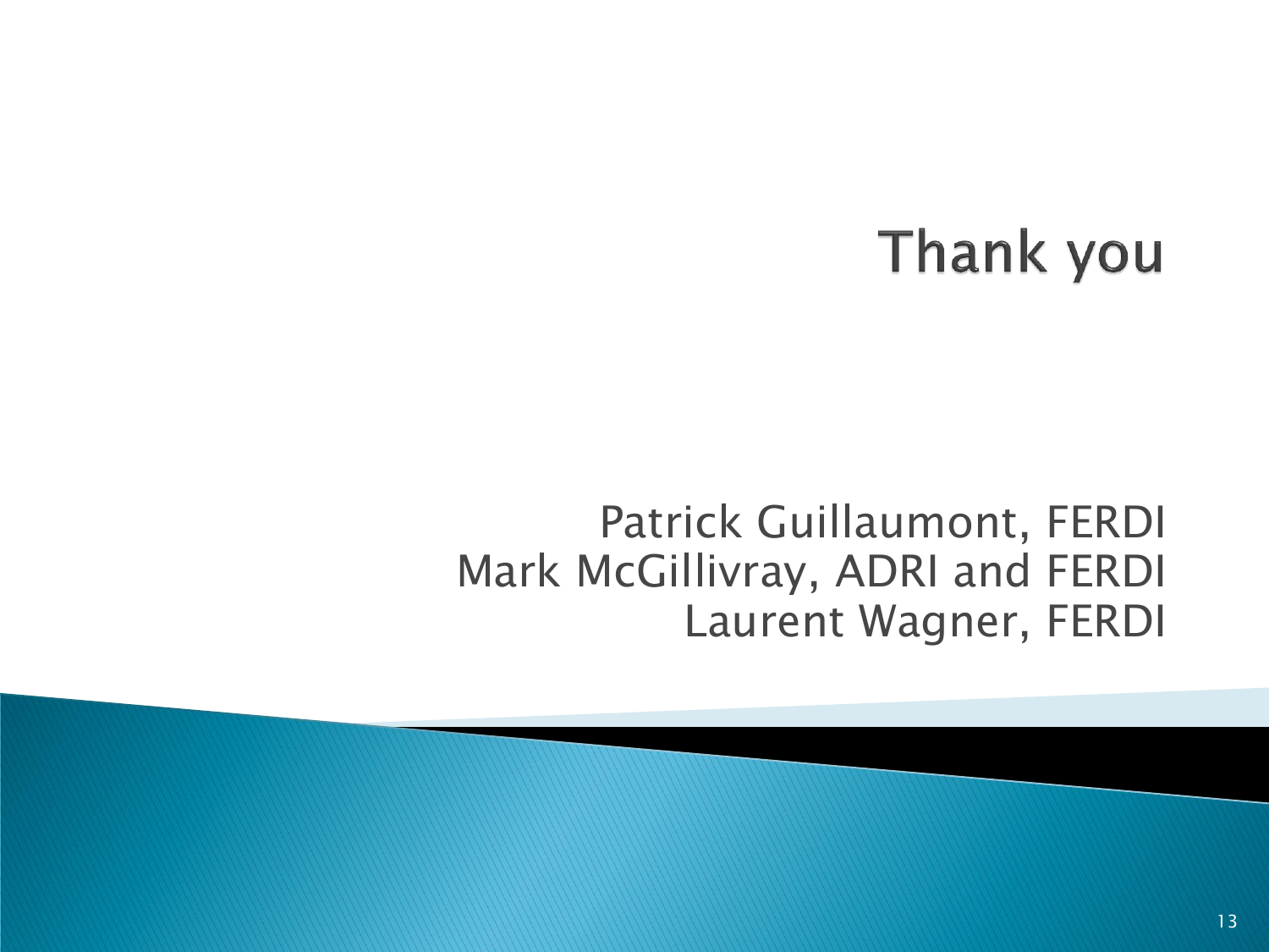# Thank you

Patrick Guillaumont, FERDI
Mark McGillivray, ADRI and FERDI
Laurent Wagner, FERDI